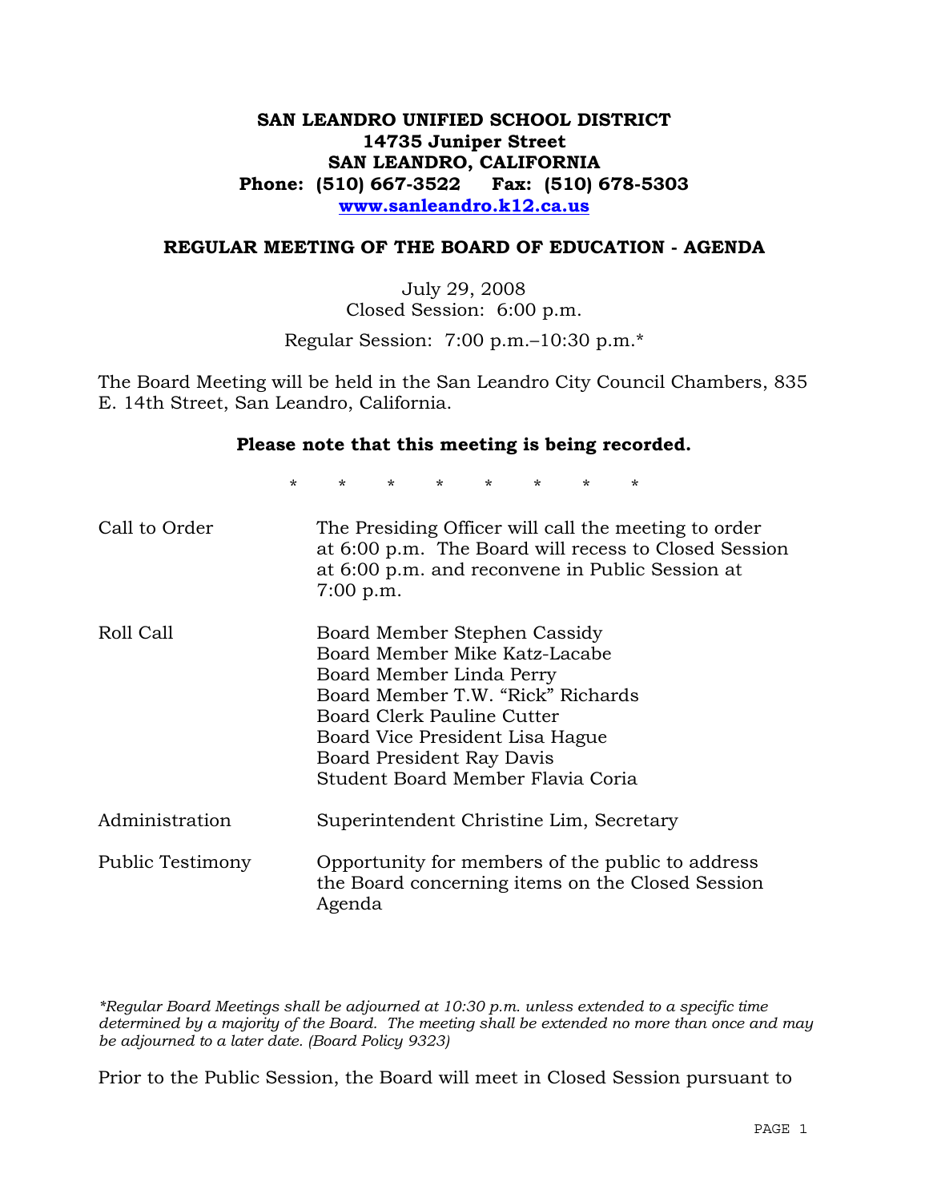**SAN LEANDRO UNIFIED SCHOOL DISTRICT**
**14735 Juniper Street**
**SAN LEANDRO, CALIFORNIA**
**Phone: (510) 667-3522 Fax: (510) 678-5303**
**www.sanleandro.k12.ca.us**

## REGULAR MEETING OF THE BOARD OF EDUCATION - AGENDA

July 29, 2008
Closed Session: 6:00 p.m.

Regular Session: 7:00 p.m.–10:30 p.m.*

The Board Meeting will be held in the San Leandro City Council Chambers, 835 E. 14th Street, San Leandro, California.

**Please note that this meeting is being recorded.**

\* \* \* \* \* \* \* \*

| | |
|---|---|
| Call to Order | The Presiding Officer will call the meeting to order at 6:00 p.m. The Board will recess to Closed Session at 6:00 p.m. and reconvene in Public Session at 7:00 p.m. |
| Roll Call | Board Member Stephen Cassidy<br>Board Member Mike Katz-Lacabe<br>Board Member Linda Perry<br>Board Member T.W. "Rick" Richards<br>Board Clerk Pauline Cutter<br>Board Vice President Lisa Hague<br>Board President Ray Davis<br>Student Board Member Flavia Coria |
| Administration | Superintendent Christine Lim, Secretary |
| Public Testimony | Opportunity for members of the public to address the Board concerning items on the Closed Session Agenda |

*\*Regular Board Meetings shall be adjourned at 10:30 p.m. unless extended to a specific time determined by a majority of the Board. The meeting shall be extended no more than once and may be adjourned to a later date. (Board Policy 9323)*

Prior to the Public Session, the Board will meet in Closed Session pursuant to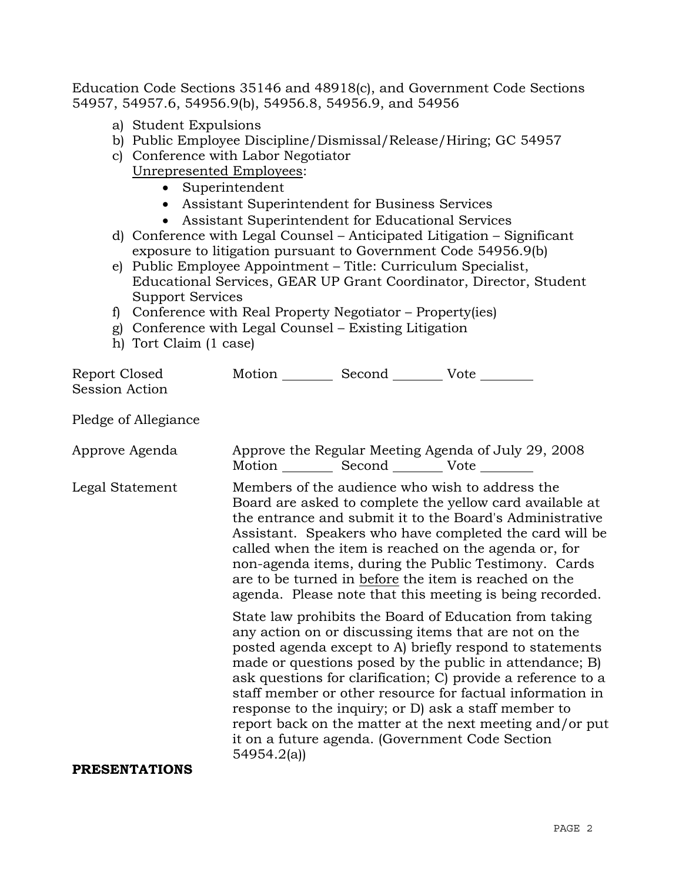Education Code Sections 35146 and 48918(c), and Government Code Sections 54957, 54957.6, 54956.9(b), 54956.8, 54956.9, and 54956

a) Student Expulsions
b) Public Employee Discipline/Dismissal/Release/Hiring; GC 54957
c) Conference with Labor Negotiator
   Unrepresented Employees:
   - Superintendent
   - Assistant Superintendent for Business Services
   - Assistant Superintendent for Educational Services
d) Conference with Legal Counsel – Anticipated Litigation – Significant exposure to litigation pursuant to Government Code 54956.9(b)
e) Public Employee Appointment – Title: Curriculum Specialist, Educational Services, GEAR UP Grant Coordinator, Director, Student Support Services
f) Conference with Real Property Negotiator – Property(ies)
g) Conference with Legal Counsel – Existing Litigation
h) Tort Claim (1 case)

Report Closed Session Action — Motion ________ Second ________ Vote ________

Pledge of Allegiance

Approve Agenda — Approve the Regular Meeting Agenda of July 29, 2008
Motion ________ Second ________ Vote ________

Legal Statement — Members of the audience who wish to address the Board are asked to complete the yellow card available at the entrance and submit it to the Board's Administrative Assistant. Speakers who have completed the card will be called when the item is reached on the agenda or, for non-agenda items, during the Public Testimony. Cards are to be turned in before the item is reached on the agenda. Please note that this meeting is being recorded.

State law prohibits the Board of Education from taking any action on or discussing items that are not on the posted agenda except to A) briefly respond to statements made or questions posed by the public in attendance; B) ask questions for clarification; C) provide a reference to a staff member or other resource for factual information in response to the inquiry; or D) ask a staff member to report back on the matter at the next meeting and/or put it on a future agenda. (Government Code Section 54954.2(a))

**PRESENTATIONS**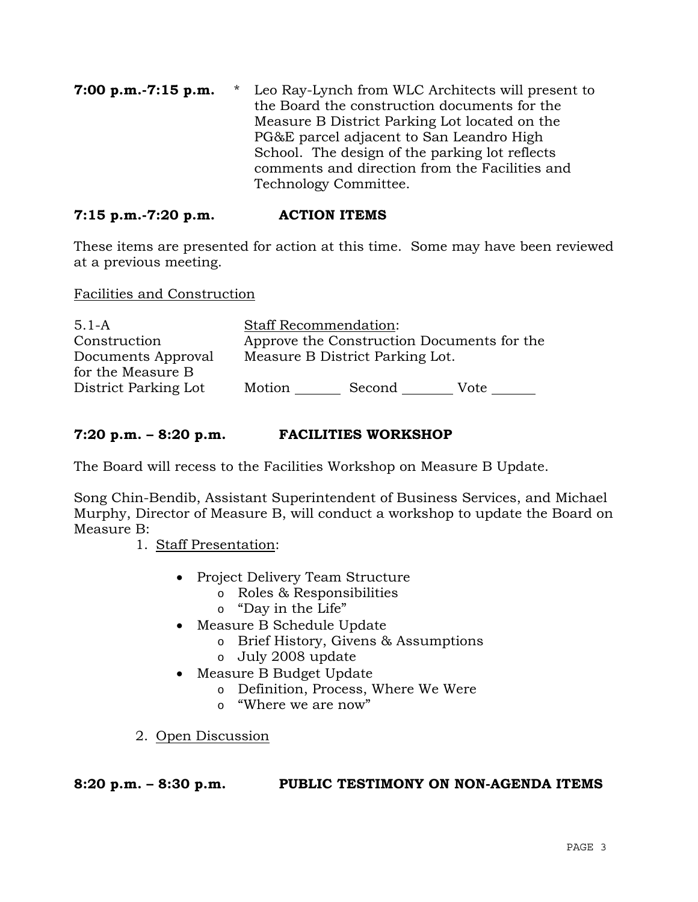**7:00 p.m.-7:15 p.m.** * Leo Ray-Lynch from WLC Architects will present to the Board the construction documents for the Measure B District Parking Lot located on the PG&E parcel adjacent to San Leandro High School. The design of the parking lot reflects comments and direction from the Facilities and Technology Committee.

**7:15 p.m.-7:20 p.m.** **ACTION ITEMS**

These items are presented for action at this time. Some may have been reviewed at a previous meeting.

Facilities and Construction

| | |
|---|---|
| 5.1-A Construction Documents Approval for the Measure B District Parking Lot | Staff Recommendation: Approve the Construction Documents for the Measure B District Parking Lot. |
| | Motion _______ Second _______ Vote _______ |

**7:20 p.m. – 8:20 p.m.** **FACILITIES WORKSHOP**

The Board will recess to the Facilities Workshop on Measure B Update.

Song Chin-Bendib, Assistant Superintendent of Business Services, and Michael Murphy, Director of Measure B, will conduct a workshop to update the Board on Measure B:

1. Staff Presentation:
   - Project Delivery Team Structure
     - Roles & Responsibilities
     - "Day in the Life"
   - Measure B Schedule Update
     - Brief History, Givens & Assumptions
     - July 2008 update
   - Measure B Budget Update
     - Definition, Process, Where We Were
     - "Where we are now"
2. Open Discussion

**8:20 p.m. – 8:30 p.m.** **PUBLIC TESTIMONY ON NON-AGENDA ITEMS**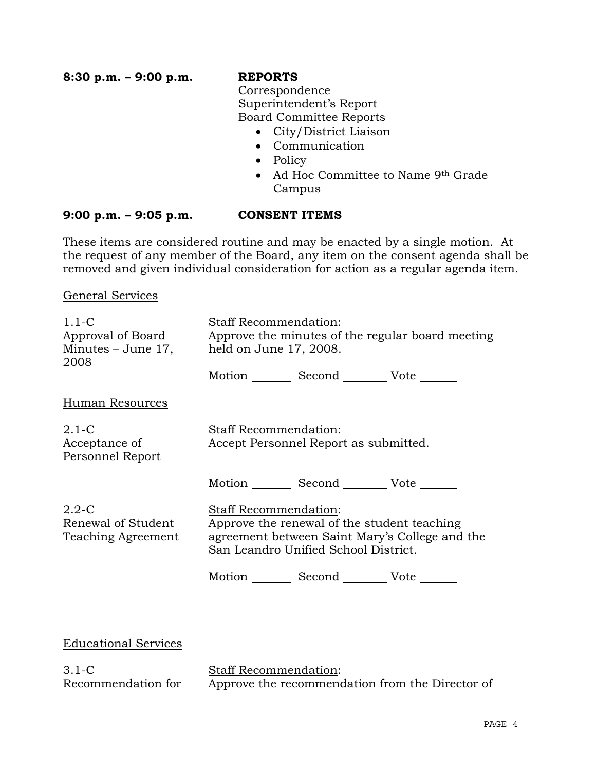**8:30 p.m. – 9:00 p.m.** **REPORTS**

Correspondence
Superintendent's Report
Board Committee Reports

- City/District Liaison
- Communication
- Policy
- Ad Hoc Committee to Name 9th Grade Campus

**9:00 p.m. – 9:05 p.m.** **CONSENT ITEMS**

These items are considered routine and may be enacted by a single motion. At the request of any member of the Board, any item on the consent agenda shall be removed and given individual consideration for action as a regular agenda item.

General Services

1.1-C
Approval of Board Minutes – June 17, 2008

Staff Recommendation:
Approve the minutes of the regular board meeting held on June 17, 2008.

Motion _______ Second _______ Vote _______

Human Resources

2.1-C
Acceptance of Personnel Report

Staff Recommendation:
Accept Personnel Report as submitted.

Motion _______ Second _______ Vote _______

2.2-C
Renewal of Student Teaching Agreement

Staff Recommendation:
Approve the renewal of the student teaching agreement between Saint Mary's College and the San Leandro Unified School District.

Motion _______ Second _______ Vote _______

Educational Services

3.1-C
Recommendation for

Staff Recommendation:
Approve the recommendation from the Director of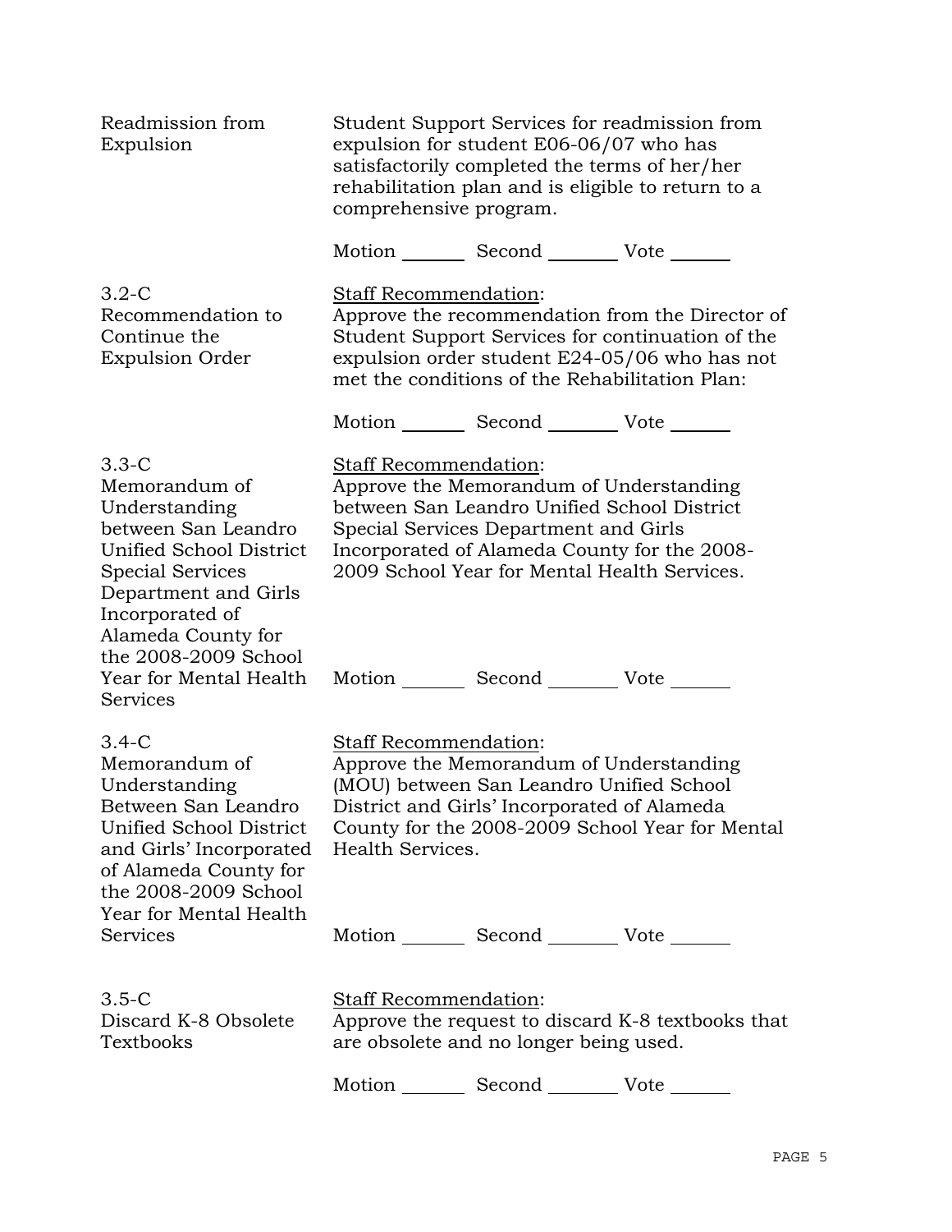Readmission from Expulsion

Student Support Services for readmission from expulsion for student E06-06/07 who has satisfactorily completed the terms of her/his rehabilitation plan and is eligible to return to a comprehensive program.

Motion _______ Second _______ Vote _______

3.2-C
Recommendation to Continue the Expulsion Order

Staff Recommendation:
Approve the recommendation from the Director of Student Support Services for continuation of the expulsion order student E24-05/06 who has not met the conditions of the Rehabilitation Plan:

Motion _______ Second _______ Vote _______

3.3-C
Memorandum of Understanding between San Leandro Unified School District Special Services Department and Girls Incorporated of Alameda County for the 2008-2009 School Year for Mental Health Services

Staff Recommendation:
Approve the Memorandum of Understanding between San Leandro Unified School District Special Services Department and Girls Incorporated of Alameda County for the 2008-2009 School Year for Mental Health Services.

Motion _______ Second _______ Vote _______

3.4-C
Memorandum of Understanding Between San Leandro Unified School District and Girls' Incorporated of Alameda County for the 2008-2009 School Year for Mental Health Services

Staff Recommendation:
Approve the Memorandum of Understanding (MOU) between San Leandro Unified School District and Girls' Incorporated of Alameda County for the 2008-2009 School Year for Mental Health Services.

Motion _______ Second _______ Vote _______

3.5-C
Discard K-8 Obsolete Textbooks

Staff Recommendation:
Approve the request to discard K-8 textbooks that are obsolete and no longer being used.

Motion _______ Second _______ Vote _______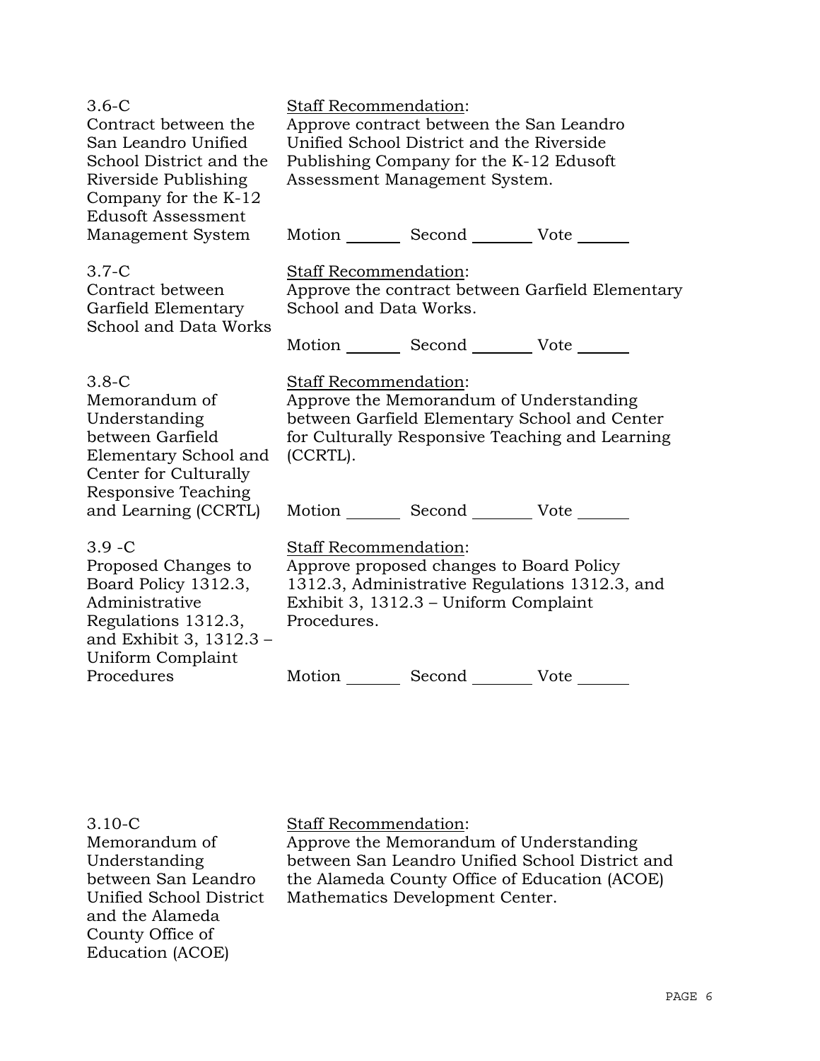| | |
|---|---|
| 3.6-C<br>Contract between the San Leandro Unified School District and the Riverside Publishing Company for the K-12 Edusoft Assessment Management System | <u>Staff Recommendation</u>:<br>Approve contract between the San Leandro Unified School District and the Riverside Publishing Company for the K-12 Edusoft Assessment Management System.<br><br>Motion _______ Second _______ Vote _______ |
| 3.7-C<br>Contract between Garfield Elementary School and Data Works | <u>Staff Recommendation</u>:<br>Approve the contract between Garfield Elementary School and Data Works.<br><br>Motion _______ Second _______ Vote _______ |
| 3.8-C<br>Memorandum of Understanding between Garfield Elementary School and Center for Culturally Responsive Teaching and Learning (CCRTL) | <u>Staff Recommendation</u>:<br>Approve the Memorandum of Understanding between Garfield Elementary School and Center for Culturally Responsive Teaching and Learning (CCRTL).<br><br>Motion _______ Second _______ Vote _______ |
| 3.9 -C<br>Proposed Changes to Board Policy 1312.3, Administrative Regulations 1312.3, and Exhibit 3, 1312.3 – Uniform Complaint Procedures | <u>Staff Recommendation</u>:<br>Approve proposed changes to Board Policy 1312.3, Administrative Regulations 1312.3, and Exhibit 3, 1312.3 – Uniform Complaint Procedures.<br><br>Motion _______ Second _______ Vote _______ |
| 3.10-C<br>Memorandum of Understanding between San Leandro Unified School District and the Alameda County Office of Education (ACOE) | <u>Staff Recommendation</u>:<br>Approve the Memorandum of Understanding between San Leandro Unified School District and the Alameda County Office of Education (ACOE) Mathematics Development Center. |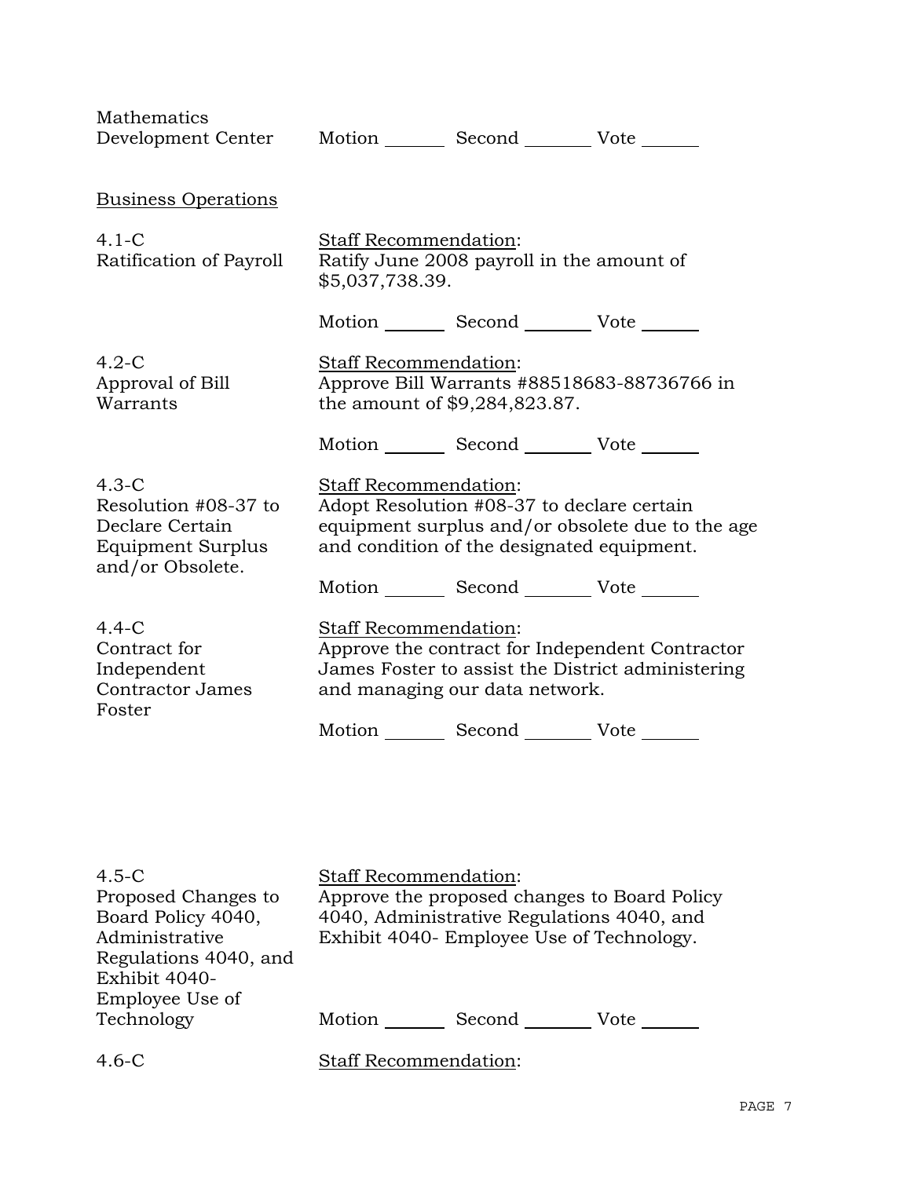Mathematics Development Center

Motion _______ Second _______ Vote _______

Business Operations

4.1-C Ratification of Payroll

Staff Recommendation:
Ratify June 2008 payroll in the amount of $5,037,738.39.

Motion _______ Second _______ Vote _______

4.2-C Approval of Bill Warrants

Staff Recommendation:
Approve Bill Warrants #88518683-88736766 in the amount of $9,284,823.87.

Motion _______ Second _______ Vote _______

4.3-C Resolution #08-37 to Declare Certain Equipment Surplus and/or Obsolete.

Staff Recommendation:
Adopt Resolution #08-37 to declare certain equipment surplus and/or obsolete due to the age and condition of the designated equipment.

Motion _______ Second _______ Vote _______

4.4-C Contract for Independent Contractor James Foster

Staff Recommendation:
Approve the contract for Independent Contractor James Foster to assist the District administering and managing our data network.

Motion _______ Second _______ Vote _______

4.5-C Proposed Changes to Board Policy 4040, Administrative Regulations 4040, and Exhibit 4040- Employee Use of Technology

Staff Recommendation:
Approve the proposed changes to Board Policy 4040, Administrative Regulations 4040, and Exhibit 4040- Employee Use of Technology.

Motion _______ Second _______ Vote _______

4.6-C

Staff Recommendation: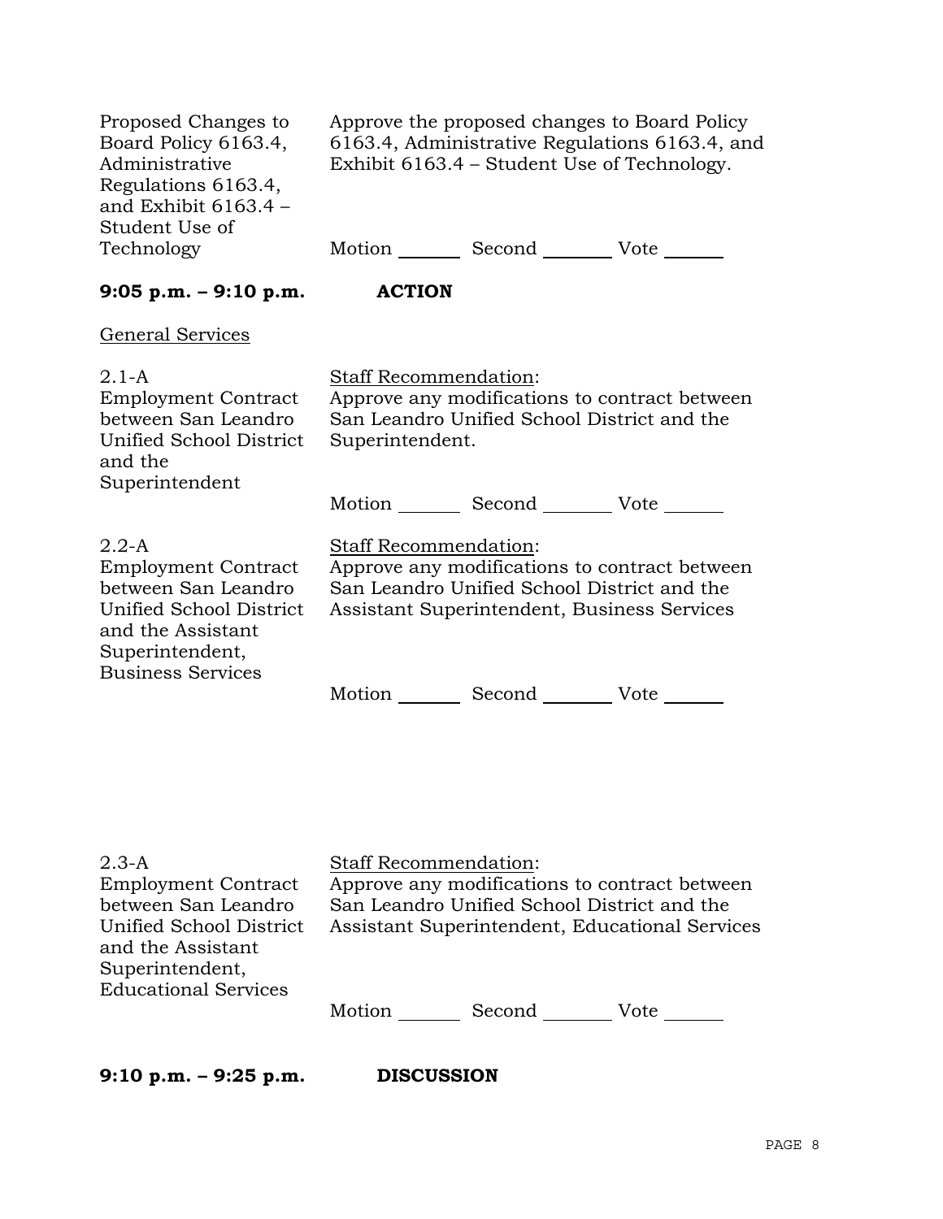Proposed Changes to Board Policy 6163.4, Administrative Regulations 6163.4, and Exhibit 6163.4 – Student Use of Technology

Approve the proposed changes to Board Policy 6163.4, Administrative Regulations 6163.4, and Exhibit 6163.4 – Student Use of Technology.

Motion _______ Second _______ Vote _______

**9:05 p.m. – 9:10 p.m.** **ACTION**

General Services

2.1-A
Employment Contract between San Leandro Unified School District and the Superintendent

Staff Recommendation:
Approve any modifications to contract between San Leandro Unified School District and the Superintendent.

Motion _______ Second _______ Vote _______

2.2-A
Employment Contract between San Leandro Unified School District and the Assistant Superintendent, Business Services

Staff Recommendation:
Approve any modifications to contract between San Leandro Unified School District and the Assistant Superintendent, Business Services

Motion _______ Second _______ Vote _______

2.3-A
Employment Contract between San Leandro Unified School District and the Assistant Superintendent, Educational Services

Staff Recommendation:
Approve any modifications to contract between San Leandro Unified School District and the Assistant Superintendent, Educational Services

Motion _______ Second _______ Vote _______

**9:10 p.m. – 9:25 p.m.** **DISCUSSION**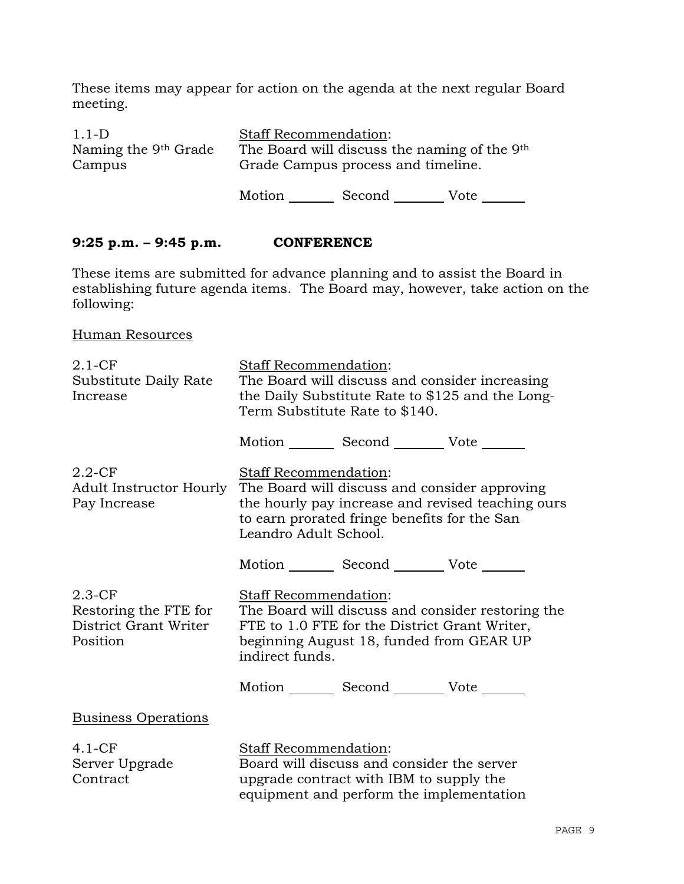These items may appear for action on the agenda at the next regular Board meeting.

1.1-D
Naming the 9th Grade Campus

Staff Recommendation:
The Board will discuss the naming of the 9th Grade Campus process and timeline.

Motion _______ Second _______ Vote _______

**9:25 p.m. – 9:45 p.m. CONFERENCE**

These items are submitted for advance planning and to assist the Board in establishing future agenda items. The Board may, however, take action on the following:

Human Resources

2.1-CF
Substitute Daily Rate Increase

Staff Recommendation:
The Board will discuss and consider increasing the Daily Substitute Rate to $125 and the Long-Term Substitute Rate to $140.

Motion _______ Second _______ Vote _______

2.2-CF
Adult Instructor Hourly Pay Increase

Staff Recommendation:
The Board will discuss and consider approving the hourly pay increase and revised teaching ours to earn prorated fringe benefits for the San Leandro Adult School.

Motion _______ Second _______ Vote _______

2.3-CF
Restoring the FTE for District Grant Writer Position

Staff Recommendation:
The Board will discuss and consider restoring the FTE to 1.0 FTE for the District Grant Writer, beginning August 18, funded from GEAR UP indirect funds.

Motion _______ Second _______ Vote _______

Business Operations

4.1-CF
Server Upgrade Contract

Staff Recommendation:
Board will discuss and consider the server upgrade contract with IBM to supply the equipment and perform the implementation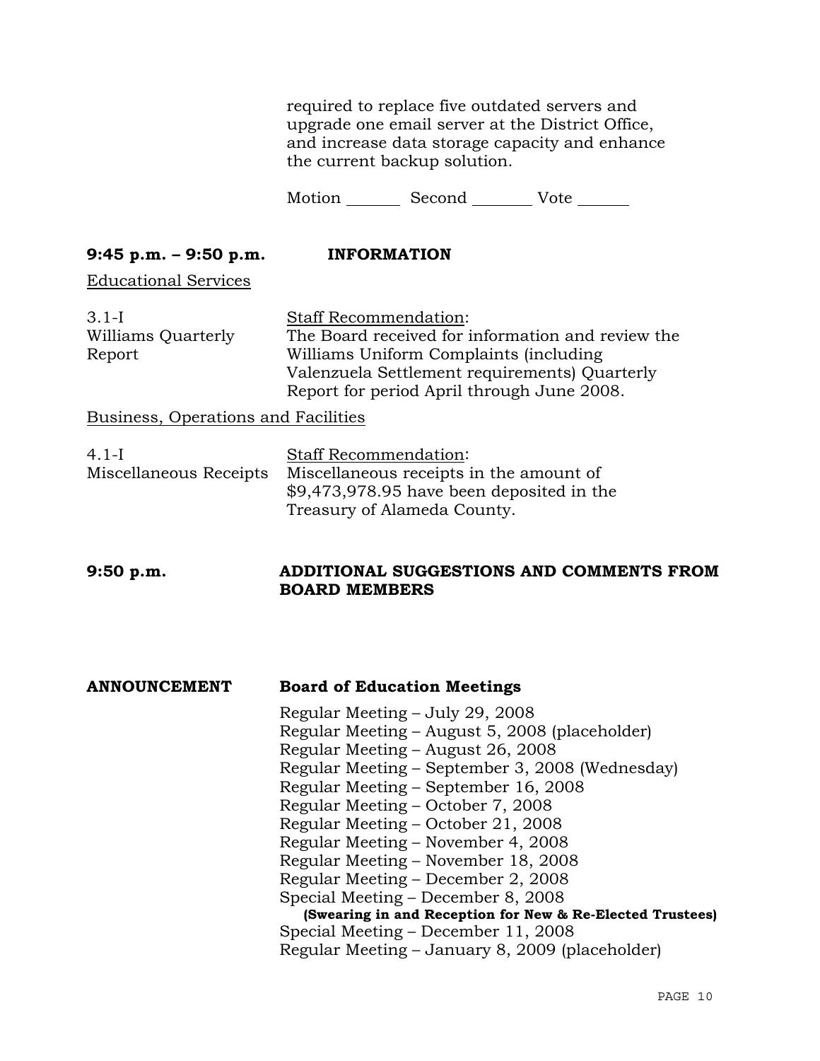required to replace five outdated servers and upgrade one email server at the District Office, and increase data storage capacity and enhance the current backup solution.

Motion _______ Second ________ Vote _______

**9:45 p.m. – 9:50 p.m.** **INFORMATION**

Educational Services

3.1-I
Williams Quarterly Report

Staff Recommendation:
The Board received for information and review the Williams Uniform Complaints (including Valenzuela Settlement requirements) Quarterly Report for period April through June 2008.

Business, Operations and Facilities

4.1-I
Miscellaneous Receipts

Staff Recommendation:
Miscellaneous receipts in the amount of $9,473,978.95 have been deposited in the Treasury of Alameda County.

**9:50 p.m.** **ADDITIONAL SUGGESTIONS AND COMMENTS FROM BOARD MEMBERS**

**ANNOUNCEMENT** **Board of Education Meetings**

Regular Meeting – July 29, 2008
Regular Meeting – August 5, 2008 (placeholder)
Regular Meeting – August 26, 2008
Regular Meeting – September 3, 2008 (Wednesday)
Regular Meeting – September 16, 2008
Regular Meeting – October 7, 2008
Regular Meeting – October 21, 2008
Regular Meeting – November 4, 2008
Regular Meeting – November 18, 2008
Regular Meeting – December 2, 2008
Special Meeting – December 8, 2008
**(Swearing in and Reception for New & Re-Elected Trustees)**
Special Meeting – December 11, 2008
Regular Meeting – January 8, 2009 (placeholder)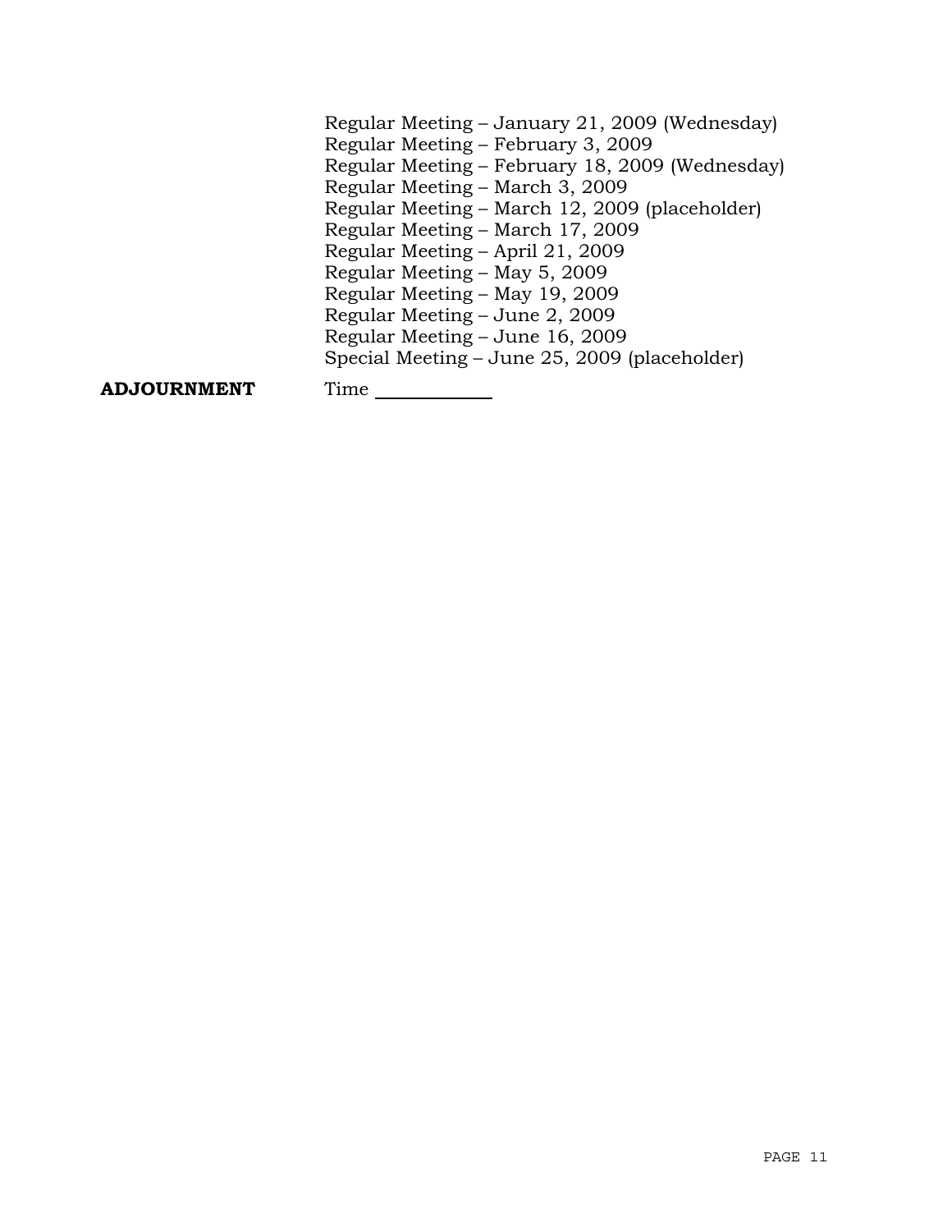Regular Meeting – January 21, 2009 (Wednesday)
Regular Meeting – February 3, 2009
Regular Meeting – February 18, 2009 (Wednesday)
Regular Meeting – March 3, 2009
Regular Meeting – March 12, 2009 (placeholder)
Regular Meeting – March 17, 2009
Regular Meeting – April 21, 2009
Regular Meeting – May 5, 2009
Regular Meeting – May 19, 2009
Regular Meeting – June 2, 2009
Regular Meeting – June 16, 2009
Special Meeting – June 25, 2009 (placeholder)

**ADJOURNMENT** Time ____________